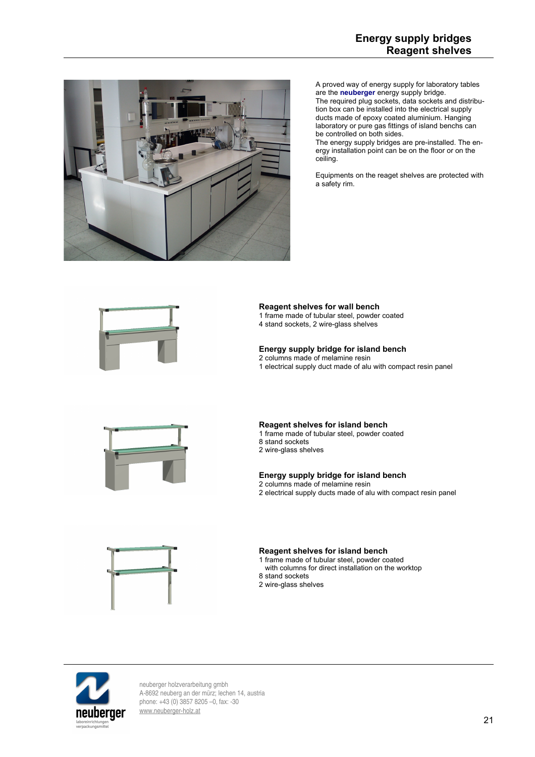# Energy supply bridges
# Reagent shelves

A proved way of energy supply for laboratory tables are the **neuberger** energy supply bridge.
The required plug sockets, data sockets and distribution box can be installed into the electrical supply ducts made of epoxy coated aluminium. Hanging laboratory or pure gas fittings of island benchs can be controlled on both sides.
The energy supply bridges are pre-installed. The energy installation point can be on the floor or on the ceiling.

Equipments on the reaget shelves are protected with a safety rim.

**Reagent shelves for wall bench**
1 frame made of tubular steel, powder coated
4 stand sockets, 2 wire-glass shelves

**Energy supply bridge for island bench**
2 columns made of melamine resin
1 electrical supply duct made of alu with compact resin panel

**Reagent shelves for island bench**
1 frame made of tubular steel, powder coated
8 stand sockets
2 wire-glass shelves

**Energy supply bridge for island bench**
2 columns made of melamine resin
2 electrical supply ducts made of alu with compact resin panel

**Reagent shelves for island bench**
1 frame made of tubular steel, powder coated
with columns for direct installation on the worktop
8 stand sockets
2 wire-glass shelves

neuberger holzverarbeitung gmbh
A-8692 neuberg an der mürz; lechen 14, austria
phone: +43 (0) 3857 8205 –0, fax: -30
www.neuberger-holz.at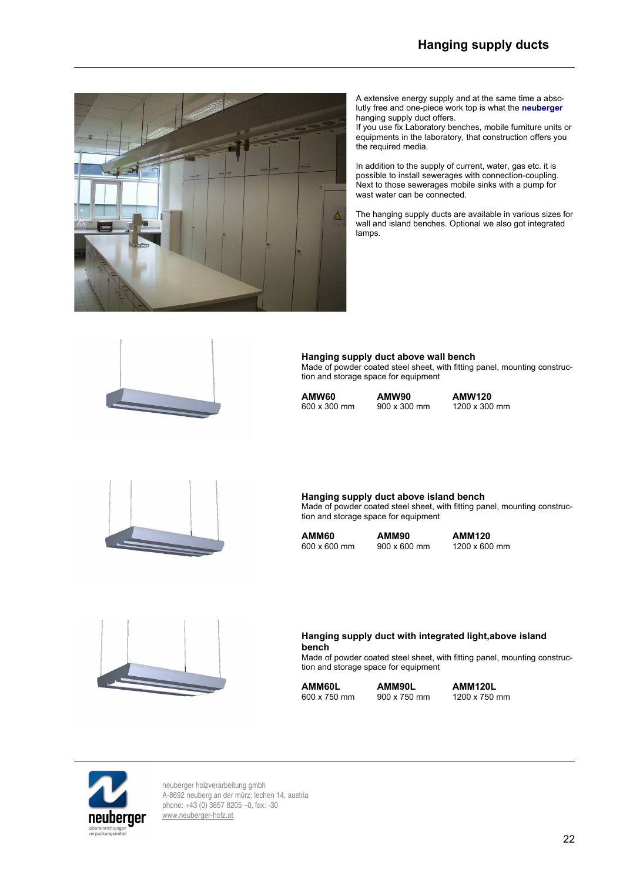# Hanging supply ducts

A extensive energy supply and at the same time a absolutly free and one-piece work top is what the **neuberger** hanging supply duct offers.
If you use fix Laboratory benches, mobile furniture units or equipments in the laboratory, that construction offers you the required media.

In addition to the supply of current, water, gas etc. it is possible to install sewerages with connection-coupling. Next to those sewerages mobile sinks with a pump for wast water can be connected.

The hanging supply ducts are available in various sizes for wall and island benches. Optional we also got integrated lamps.

### Hanging supply duct above wall bench

Made of powder coated steel sheet, with fitting panel, mounting construction and storage space for equipment

| **AMW60** | **AMW90** | **AMW120** |
|---|---|---|
| 600 x 300 mm | 900 x 300 mm | 1200 x 300 mm |

### Hanging supply duct above island bench

Made of powder coated steel sheet, with fitting panel, mounting construction and storage space for equipment

| **AMM60** | **AMM90** | **AMM120** |
|---|---|---|
| 600 x 600 mm | 900 x 600 mm | 1200 x 600 mm |

### Hanging supply duct with integrated light,above island bench

Made of powder coated steel sheet, with fitting panel, mounting construction and storage space for equipment

| **AMM60L** | **AMM90L** | **AMM120L** |
|---|---|---|
| 600 x 750 mm | 900 x 750 mm | 1200 x 750 mm |

neuberger holzverarbeitung gmbh
A-8692 neuberg an der mürz; lechen 14, austria
phone: +43 (0) 3857 8205 –0, fax: -30
www.neuberger-holz.at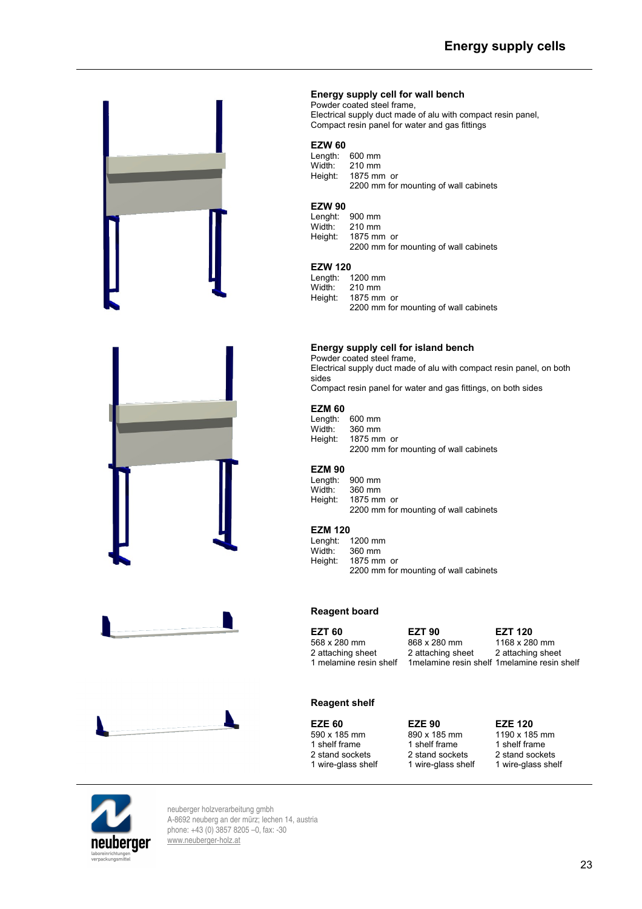# Energy supply cells

### Energy supply cell for wall bench

Powder coated steel frame,
Electrical supply duct made of alu with compact resin panel,
Compact resin panel for water and gas fittings

**EZW 60**

Length: 600 mm
Width: 210 mm
Height: 1875 mm or
2200 mm for mounting of wall cabinets

**EZW 90**

Lenght: 900 mm
Width: 210 mm
Height: 1875 mm or
2200 mm for mounting of wall cabinets

**EZW 120**

Length: 1200 mm
Width: 210 mm
Height: 1875 mm or
2200 mm for mounting of wall cabinets

### Energy supply cell for island bench

Powder coated steel frame,
Electrical supply duct made of alu with compact resin panel, on both sides
Compact resin panel for water and gas fittings, on both sides

**EZM 60**

Length: 600 mm
Width: 360 mm
Height: 1875 mm or
2200 mm for mounting of wall cabinets

**EZM 90**

Length: 900 mm
Width: 360 mm
Height: 1875 mm or
2200 mm for mounting of wall cabinets

**EZM 120**

Lenght: 1200 mm
Width: 360 mm
Height: 1875 mm or
2200 mm for mounting of wall cabinets

### Reagent board

| EZT 60 | EZT 90 | EZT 120 |
|---|---|---|
| 568 x 280 mm | 868 x 280 mm | 1168 x 280 mm |
| 2 attaching sheet | 2 attaching sheet | 2 attaching sheet |
| 1 melamine resin shelf | 1melamine resin shelf | 1melamine resin shelf |

### Reagent shelf

| EZE 60 | EZE 90 | EZE 120 |
|---|---|---|
| 590 x 185 mm | 890 x 185 mm | 1190 x 185 mm |
| 1 shelf frame | 1 shelf frame | 1 shelf frame |
| 2 stand sockets | 2 stand sockets | 2 stand sockets |
| 1 wire-glass shelf | 1 wire-glass shelf | 1 wire-glass shelf |

neuberger
laboreinrichtungen
verpackungsmittel

neuberger holzverarbeitung gmbh
A-8692 neuberg an der mürz; lechen 14, austria
phone: +43 (0) 3857 8205 –0, fax: -30
www.neuberger-holz.at